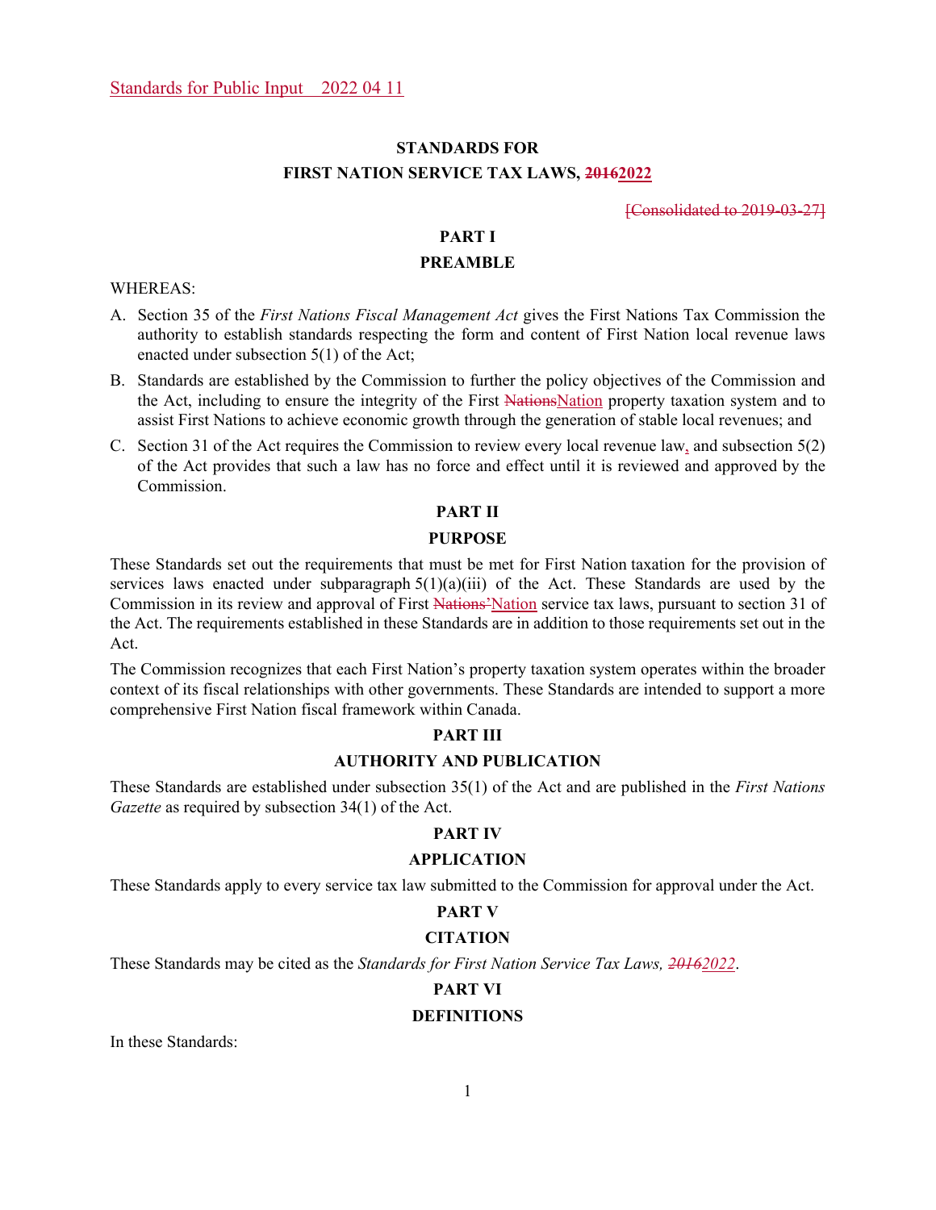Standards for Public Input 2022 04 11

# STANDARDS FOR FIRST NATION SERVICE TAX LAWS, ~~2016~~2022

~~[Consolidated to 2019-03-27]~~

## PART I

## PREAMBLE

WHEREAS:

A. Section 35 of the *First Nations Fiscal Management Act* gives the First Nations Tax Commission the authority to establish standards respecting the form and content of First Nation local revenue laws enacted under subsection 5(1) of the Act;

B. Standards are established by the Commission to further the policy objectives of the Commission and the Act, including to ensure the integrity of the First ~~Nations~~Nation property taxation system and to assist First Nations to achieve economic growth through the generation of stable local revenues; and

C. Section 31 of the Act requires the Commission to review every local revenue law, and subsection 5(2) of the Act provides that such a law has no force and effect until it is reviewed and approved by the Commission.

## PART II

## PURPOSE

These Standards set out the requirements that must be met for First Nation taxation for the provision of services laws enacted under subparagraph 5(1)(a)(iii) of the Act. These Standards are used by the Commission in its review and approval of First ~~Nations'~~Nation service tax laws, pursuant to section 31 of the Act. The requirements established in these Standards are in addition to those requirements set out in the Act.

The Commission recognizes that each First Nation's property taxation system operates within the broader context of its fiscal relationships with other governments. These Standards are intended to support a more comprehensive First Nation fiscal framework within Canada.

## PART III

## AUTHORITY AND PUBLICATION

These Standards are established under subsection 35(1) of the Act and are published in the *First Nations Gazette* as required by subsection 34(1) of the Act.

## PART IV

## APPLICATION

These Standards apply to every service tax law submitted to the Commission for approval under the Act.

## PART V

## CITATION

These Standards may be cited as the *Standards for First Nation Service Tax Laws, ~~2016~~2022*.

## PART VI

## DEFINITIONS

In these Standards: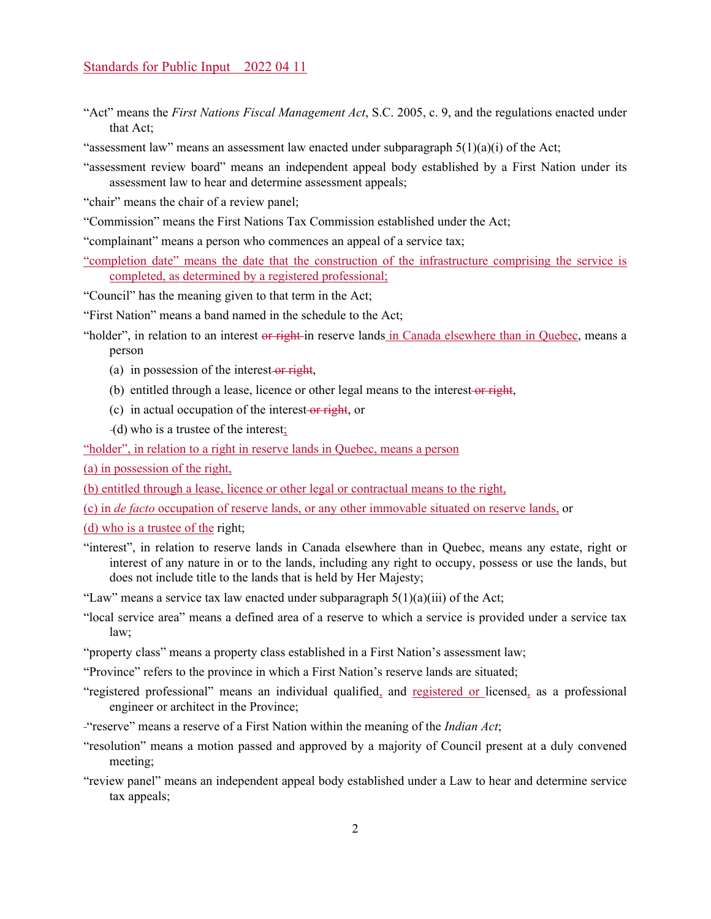Standards for Public Input 2022 04 11

"Act" means the *First Nations Fiscal Management Act*, S.C. 2005, c. 9, and the regulations enacted under that Act;

"assessment law" means an assessment law enacted under subparagraph 5(1)(a)(i) of the Act;

"assessment review board" means an independent appeal body established by a First Nation under its assessment law to hear and determine assessment appeals;

"chair" means the chair of a review panel;

"Commission" means the First Nations Tax Commission established under the Act;

"complainant" means a person who commences an appeal of a service tax;

"completion date" means the date that the construction of the infrastructure comprising the service is completed, as determined by a registered professional;

"Council" has the meaning given to that term in the Act;

"First Nation" means a band named in the schedule to the Act;

"holder", in relation to an interest ~~or right~~ in reserve lands in Canada elsewhere than in Quebec, means a person

(a) in possession of the interest ~~or right~~,

(b) entitled through a lease, licence or other legal means to the interest ~~or right~~,

(c) in actual occupation of the interest ~~or right~~, or

(d) who is a trustee of the interest;

"holder", in relation to a right in reserve lands in Quebec, means a person

(a) in possession of the right,

(b) entitled through a lease, licence or other legal or contractual means to the right,

(c) in *de facto* occupation of reserve lands, or any other immovable situated on reserve lands, or

(d) who is a trustee of the right;

"interest", in relation to reserve lands in Canada elsewhere than in Quebec, means any estate, right or interest of any nature in or to the lands, including any right to occupy, possess or use the lands, but does not include title to the lands that is held by Her Majesty;

"Law" means a service tax law enacted under subparagraph 5(1)(a)(iii) of the Act;

"local service area" means a defined area of a reserve to which a service is provided under a service tax law;

"property class" means a property class established in a First Nation's assessment law;

"Province" refers to the province in which a First Nation's reserve lands are situated;

"registered professional" means an individual qualified, and registered or licensed, as a professional engineer or architect in the Province;

"reserve" means a reserve of a First Nation within the meaning of the *Indian Act*;

"resolution" means a motion passed and approved by a majority of Council present at a duly convened meeting;

"review panel" means an independent appeal body established under a Law to hear and determine service tax appeals;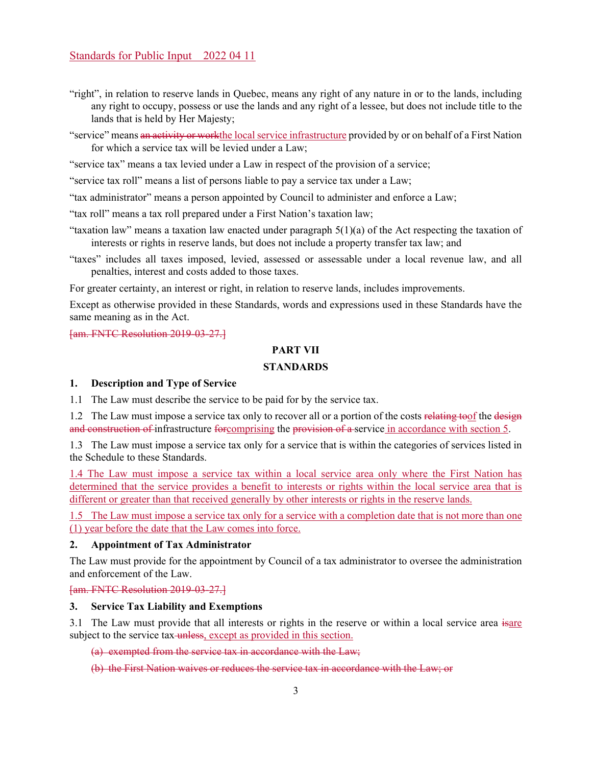"right", in relation to reserve lands in Quebec, means any right of any nature in or to the lands, including any right to occupy, possess or use the lands and any right of a lessee, but does not include title to the lands that is held by Her Majesty;

"service" means ~~an activity or work~~the local service infrastructure provided by or on behalf of a First Nation for which a service tax will be levied under a Law;

"service tax" means a tax levied under a Law in respect of the provision of a service;

"service tax roll" means a list of persons liable to pay a service tax under a Law;

"tax administrator" means a person appointed by Council to administer and enforce a Law;

"tax roll" means a tax roll prepared under a First Nation's taxation law;

"taxation law" means a taxation law enacted under paragraph 5(1)(a) of the Act respecting the taxation of interests or rights in reserve lands, but does not include a property transfer tax law; and

"taxes" includes all taxes imposed, levied, assessed or assessable under a local revenue law, and all penalties, interest and costs added to those taxes.

For greater certainty, an interest or right, in relation to reserve lands, includes improvements.

Except as otherwise provided in these Standards, words and expressions used in these Standards have the same meaning as in the Act.

~~[am. FNTC Resolution 2019-03-27.]~~

## PART VII

## STANDARDS

### 1. Description and Type of Service

1.1 The Law must describe the service to be paid for by the service tax.

1.2 The Law must impose a service tax only to recover all or a portion of the costs ~~relating to~~of the ~~design and construction of~~ infrastructure ~~for~~comprising the ~~provision of a~~ service in accordance with section 5.

1.3 The Law must impose a service tax only for a service that is within the categories of services listed in the Schedule to these Standards.

1.4 The Law must impose a service tax within a local service area only where the First Nation has determined that the service provides a benefit to interests or rights within the local service area that is different or greater than that received generally by other interests or rights in the reserve lands.

1.5 The Law must impose a service tax only for a service with a completion date that is not more than one (1) year before the date that the Law comes into force.

### 2. Appointment of Tax Administrator

The Law must provide for the appointment by Council of a tax administrator to oversee the administration and enforcement of the Law.

~~[am. FNTC Resolution 2019-03-27.]~~

### 3. Service Tax Liability and Exemptions

3.1 The Law must provide that all interests or rights in the reserve or within a local service area ~~is~~are subject to the service tax ~~unless~~, except as provided in this section.

~~(a) exempted from the service tax in accordance with the Law;~~

~~(b) the First Nation waives or reduces the service tax in accordance with the Law; or~~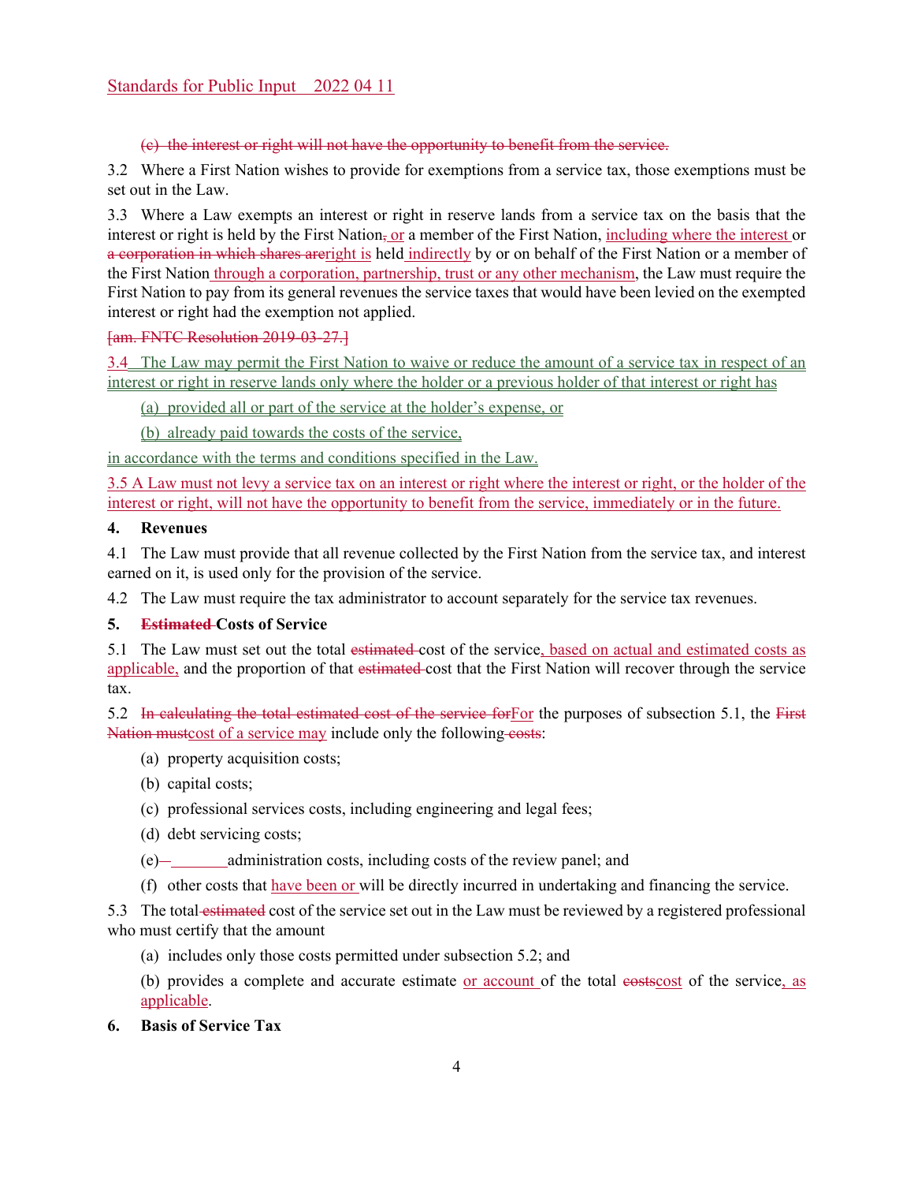~~(c) the interest or right will not have the opportunity to benefit from the service.~~

3.2 Where a First Nation wishes to provide for exemptions from a service tax, those exemptions must be set out in the Law.

3.3 Where a Law exempts an interest or right in reserve lands from a service tax on the basis that the interest or right is held by the First Nation~~,~~ or a member of the First Nation, including where the interest or ~~a corporation in which shares are~~right is held indirectly by or on behalf of the First Nation or a member of the First Nation through a corporation, partnership, trust or any other mechanism, the Law must require the First Nation to pay from its general revenues the service taxes that would have been levied on the exempted interest or right had the exemption not applied.

~~[am. FNTC Resolution 2019-03-27.]~~

3.4 The Law may permit the First Nation to waive or reduce the amount of a service tax in respect of an interest or right in reserve lands only where the holder or a previous holder of that interest or right has

(a) provided all or part of the service at the holder's expense, or

(b) already paid towards the costs of the service,

in accordance with the terms and conditions specified in the Law.

3.5 A Law must not levy a service tax on an interest or right where the interest or right, or the holder of the interest or right, will not have the opportunity to benefit from the service, immediately or in the future.

## 4. Revenues

4.1 The Law must provide that all revenue collected by the First Nation from the service tax, and interest earned on it, is used only for the provision of the service.

4.2 The Law must require the tax administrator to account separately for the service tax revenues.

## 5. ~~Estimated~~ Costs of Service

5.1 The Law must set out the total ~~estimated~~ cost of the service, based on actual and estimated costs as applicable, and the proportion of that ~~estimated~~ cost that the First Nation will recover through the service tax.

5.2 ~~In calculating the total estimated cost of the service for~~For the purposes of subsection 5.1, the ~~First Nation must~~cost of a service may include only the following ~~costs~~:

(a) property acquisition costs;

(b) capital costs;

(c) professional services costs, including engineering and legal fees;

(d) debt servicing costs;

(e) administration costs, including costs of the review panel; and

(f) other costs that have been or will be directly incurred in undertaking and financing the service.

5.3 The total ~~estimated~~ cost of the service set out in the Law must be reviewed by a registered professional who must certify that the amount

(a) includes only those costs permitted under subsection 5.2; and

(b) provides a complete and accurate estimate or account of the total ~~costs~~cost of the service, as applicable.

## 6. Basis of Service Tax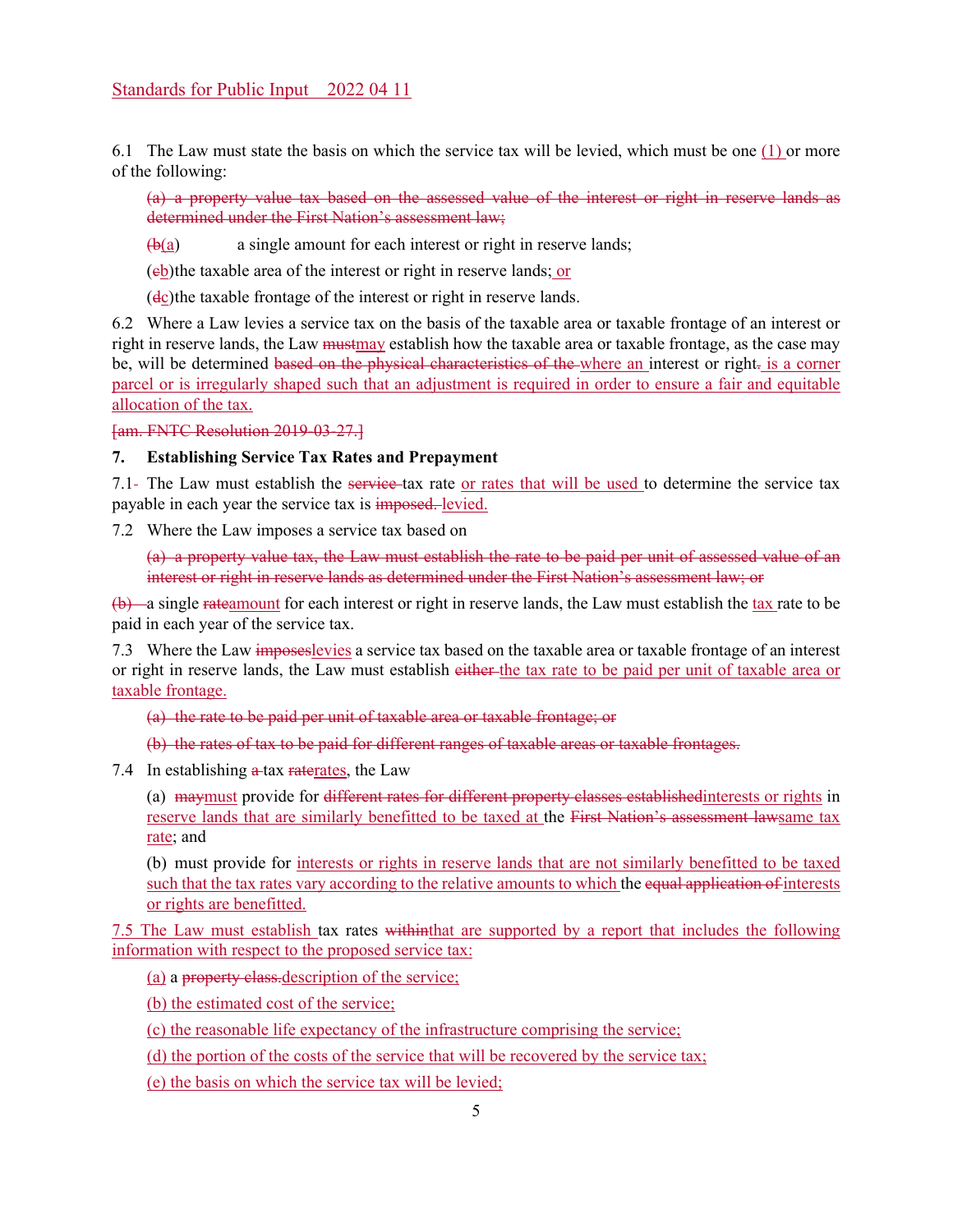6.1 The Law must state the basis on which the service tax will be levied, which must be one (1) or more of the following:

> ~~(a) a property value tax based on the assessed value of the interest or right in reserve lands as determined under the First Nation's assessment law;~~
>
> (~~b~~a) a single amount for each interest or right in reserve lands;
>
> (~~c~~b) the taxable area of the interest or right in reserve lands; or
>
> (~~d~~c) the taxable frontage of the interest or right in reserve lands.

6.2 Where a Law levies a service tax on the basis of the taxable area or taxable frontage of an interest or right in reserve lands, the Law ~~must~~may establish how the taxable area or taxable frontage, as the case may be, will be determined ~~based on the physical characteristics of the~~ where an interest or right~~.~~ is a corner parcel or is irregularly shaped such that an adjustment is required in order to ensure a fair and equitable allocation of the tax.

~~[am. FNTC Resolution 2019-03-27.]~~

**7. Establishing Service Tax Rates and Prepayment**

7.1~~-~~ The Law must establish the ~~service~~ tax rate or rates that will be used to determine the service tax payable in each year the service tax is ~~imposed.~~ levied.

7.2 Where the Law imposes a service tax based on

> ~~(a) a property value tax, the Law must establish the rate to be paid per unit of assessed value of an interest or right in reserve lands as determined under the First Nation's assessment law; or~~

~~(b)~~ a single ~~rate~~amount for each interest or right in reserve lands, the Law must establish the tax rate to be paid in each year of the service tax.

7.3 Where the Law ~~imposes~~levies a service tax based on the taxable area or taxable frontage of an interest or right in reserve lands, the Law must establish ~~either~~ the tax rate to be paid per unit of taxable area or taxable frontage.

> ~~(a) the rate to be paid per unit of taxable area or taxable frontage; or~~
>
> ~~(b) the rates of tax to be paid for different ranges of taxable areas or taxable frontages.~~

7.4 In establishing ~~a~~ tax ~~rate~~rates, the Law

> (a) ~~may~~must provide for ~~different rates for different property classes established~~interests or rights in reserve lands that are similarly benefitted to be taxed at the ~~First Nation's assessment law~~same tax rate; and
>
> (b) must provide for interests or rights in reserve lands that are not similarly benefitted to be taxed such that the tax rates vary according to the relative amounts to which the ~~equal application of~~interests or rights are benefitted.

7.5 The Law must establish tax rates ~~within~~that are supported by a report that includes the following information with respect to the proposed service tax:

> (a) a ~~property class.~~description of the service;
>
> (b) the estimated cost of the service;
>
> (c) the reasonable life expectancy of the infrastructure comprising the service;
>
> (d) the portion of the costs of the service that will be recovered by the service tax;
>
> (e) the basis on which the service tax will be levied;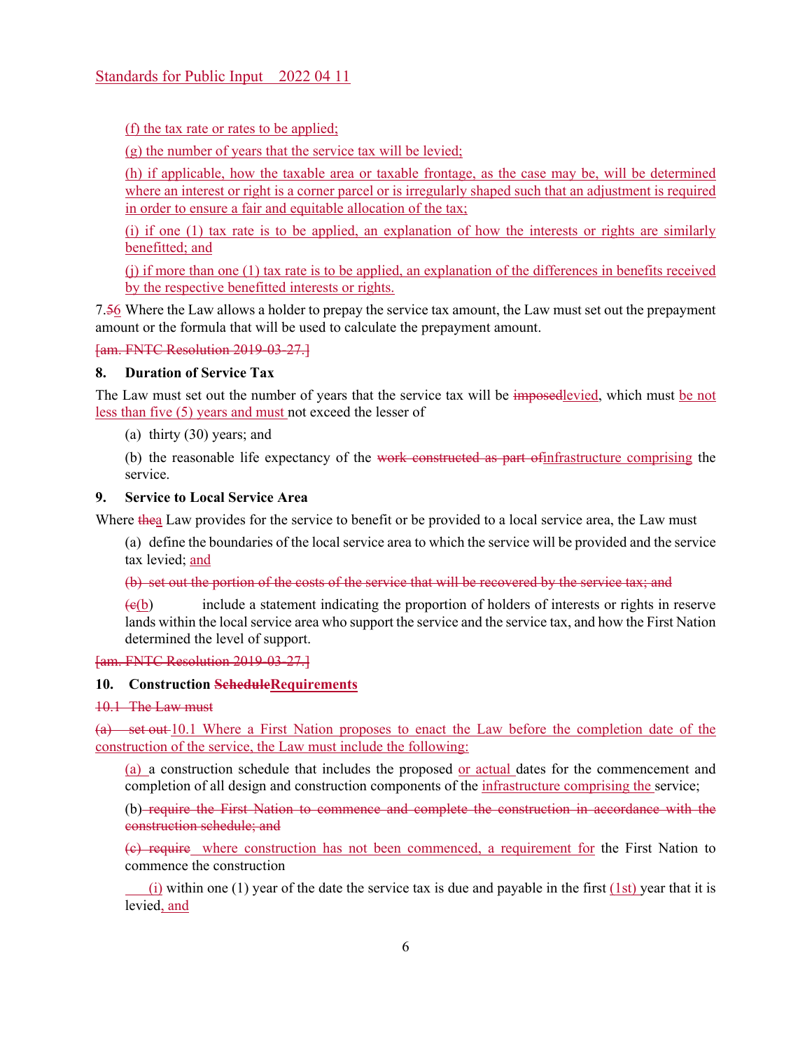(f) the tax rate or rates to be applied;

(g) the number of years that the service tax will be levied;

(h) if applicable, how the taxable area or taxable frontage, as the case may be, will be determined where an interest or right is a corner parcel or is irregularly shaped such that an adjustment is required in order to ensure a fair and equitable allocation of the tax;

(i) if one (1) tax rate is to be applied, an explanation of how the interests or rights are similarly benefitted; and

(j) if more than one (1) tax rate is to be applied, an explanation of the differences in benefits received by the respective benefitted interests or rights.

7.56 Where the Law allows a holder to prepay the service tax amount, the Law must set out the prepayment amount or the formula that will be used to calculate the prepayment amount.

~~[am. FNTC Resolution 2019-03-27.]~~

**8. Duration of Service Tax**

The Law must set out the number of years that the service tax will be ~~imposed~~levied, which must be not less than five (5) years and must not exceed the lesser of

(a) thirty (30) years; and

(b) the reasonable life expectancy of the ~~work constructed as part of~~infrastructure comprising the service.

**9. Service to Local Service Area**

Where ~~the~~a Law provides for the service to benefit or be provided to a local service area, the Law must

(a) define the boundaries of the local service area to which the service will be provided and the service tax levied; and

~~(b) set out the portion of the costs of the service that will be recovered by the service tax; and~~

(~~c~~b) include a statement indicating the proportion of holders of interests or rights in reserve lands within the local service area who support the service and the service tax, and how the First Nation determined the level of support.

~~[am. FNTC Resolution 2019-03-27.]~~

**10. Construction ~~Schedule~~Requirements**

~~10.1 The Law must~~

~~(a) set out~~ 10.1 Where a First Nation proposes to enact the Law before the completion date of the construction of the service, the Law must include the following:

(a) a construction schedule that includes the proposed or actual dates for the commencement and completion of all design and construction components of the infrastructure comprising the service;

(b) ~~require the First Nation to commence and complete the construction in accordance with the construction schedule; and~~

~~(c) require~~ where construction has not been commenced, a requirement for the First Nation to commence the construction

(i) within one (1) year of the date the service tax is due and payable in the first (1st) year that it is levied, and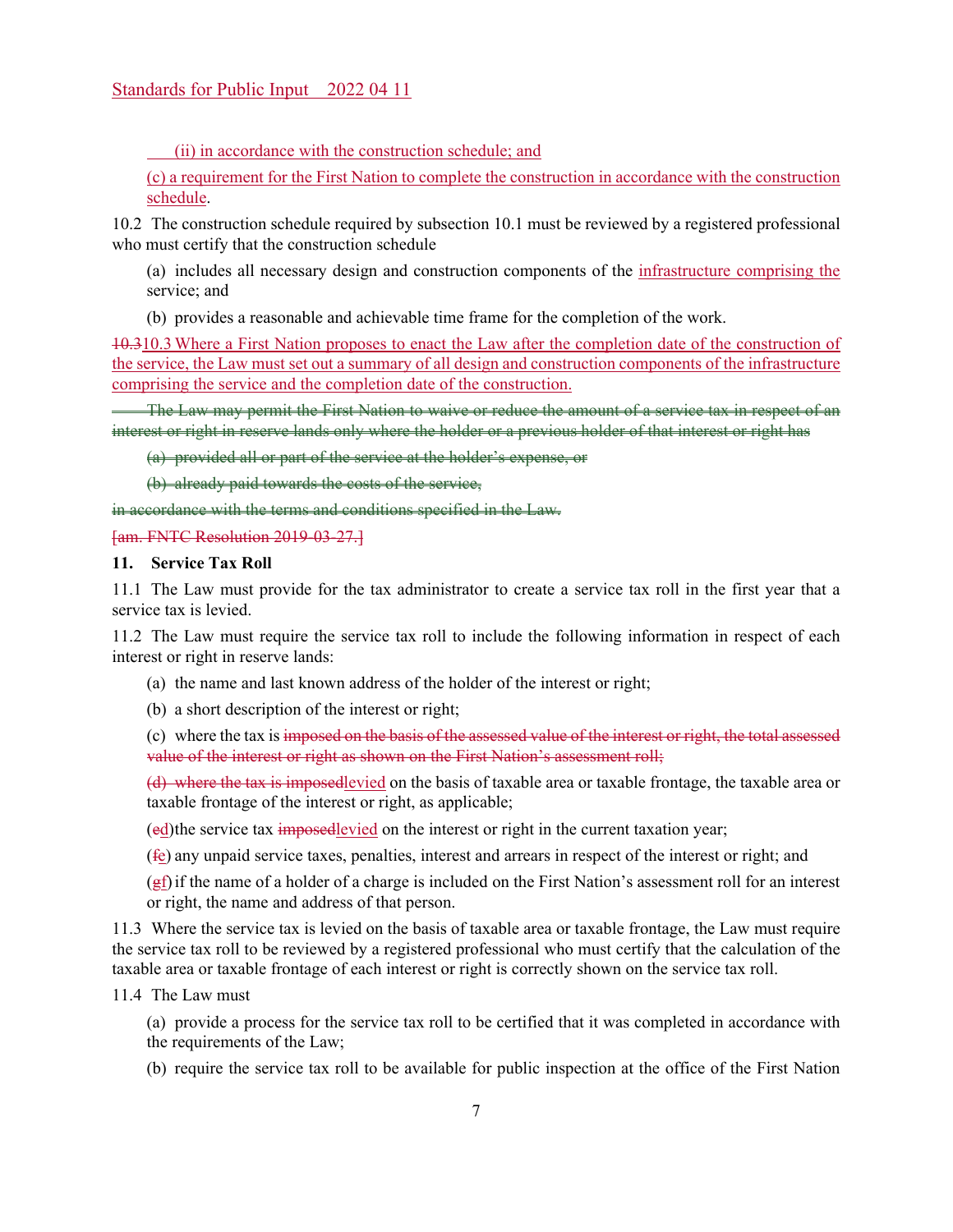(ii) in accordance with the construction schedule; and

(c) a requirement for the First Nation to complete the construction in accordance with the construction schedule.

10.2 The construction schedule required by subsection 10.1 must be reviewed by a registered professional who must certify that the construction schedule

(a) includes all necessary design and construction components of the infrastructure comprising the service; and

(b) provides a reasonable and achievable time frame for the completion of the work.

~~10.3~~10.3 Where a First Nation proposes to enact the Law after the completion date of the construction of the service, the Law must set out a summary of all design and construction components of the infrastructure comprising the service and the completion date of the construction.

~~The Law may permit the First Nation to waive or reduce the amount of a service tax in respect of an interest or right in reserve lands only where the holder or a previous holder of that interest or right has~~

~~(a) provided all or part of the service at the holder's expense, or~~

~~(b) already paid towards the costs of the service,~~

~~in accordance with the terms and conditions specified in the Law.~~

~~[am. FNTC Resolution 2019-03-27.]~~

**11. Service Tax Roll**

11.1 The Law must provide for the tax administrator to create a service tax roll in the first year that a service tax is levied.

11.2 The Law must require the service tax roll to include the following information in respect of each interest or right in reserve lands:

(a) the name and last known address of the holder of the interest or right;

(b) a short description of the interest or right;

(c) where the tax is ~~imposed on the basis of the assessed value of the interest or right, the total assessed value of the interest or right as shown on the First Nation's assessment roll;~~

~~(d) where the tax is imposed~~levied on the basis of taxable area or taxable frontage, the taxable area or taxable frontage of the interest or right, as applicable;

(~~e~~d) the service tax ~~imposed~~levied on the interest or right in the current taxation year;

(~~f~~e) any unpaid service taxes, penalties, interest and arrears in respect of the interest or right; and

(~~g~~f) if the name of a holder of a charge is included on the First Nation's assessment roll for an interest or right, the name and address of that person.

11.3 Where the service tax is levied on the basis of taxable area or taxable frontage, the Law must require the service tax roll to be reviewed by a registered professional who must certify that the calculation of the taxable area or taxable frontage of each interest or right is correctly shown on the service tax roll.

11.4 The Law must

(a) provide a process for the service tax roll to be certified that it was completed in accordance with the requirements of the Law;

(b) require the service tax roll to be available for public inspection at the office of the First Nation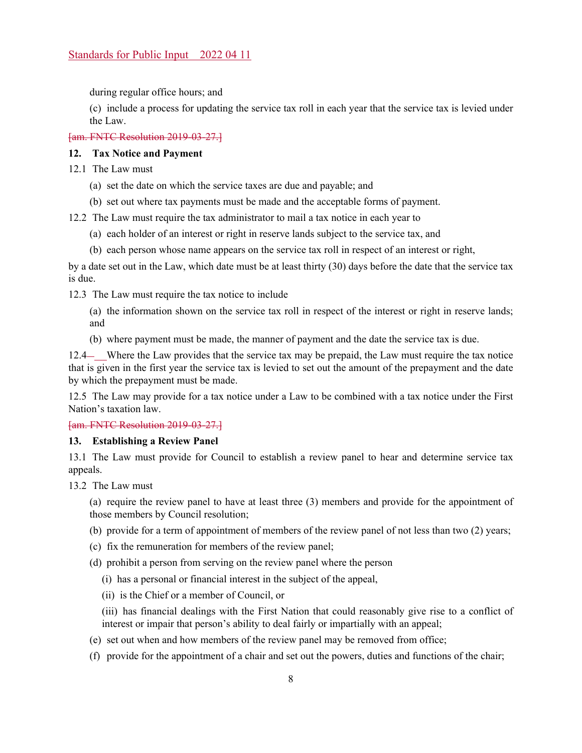during regular office hours; and

(c) include a process for updating the service tax roll in each year that the service tax is levied under the Law.

~~[am. FNTC Resolution 2019-03-27.]~~

**12. Tax Notice and Payment**

12.1 The Law must

(a) set the date on which the service taxes are due and payable; and

(b) set out where tax payments must be made and the acceptable forms of payment.

12.2 The Law must require the tax administrator to mail a tax notice in each year to

(a) each holder of an interest or right in reserve lands subject to the service tax, and

(b) each person whose name appears on the service tax roll in respect of an interest or right,

by a date set out in the Law, which date must be at least thirty (30) days before the date that the service tax is due.

12.3 The Law must require the tax notice to include

(a) the information shown on the service tax roll in respect of the interest or right in reserve lands; and

(b) where payment must be made, the manner of payment and the date the service tax is due.

12.4 Where the Law provides that the service tax may be prepaid, the Law must require the tax notice that is given in the first year the service tax is levied to set out the amount of the prepayment and the date by which the prepayment must be made.

12.5 The Law may provide for a tax notice under a Law to be combined with a tax notice under the First Nation's taxation law.

~~[am. FNTC Resolution 2019-03-27.]~~

**13. Establishing a Review Panel**

13.1 The Law must provide for Council to establish a review panel to hear and determine service tax appeals.

13.2 The Law must

(a) require the review panel to have at least three (3) members and provide for the appointment of those members by Council resolution;

(b) provide for a term of appointment of members of the review panel of not less than two (2) years;

(c) fix the remuneration for members of the review panel;

(d) prohibit a person from serving on the review panel where the person

(i) has a personal or financial interest in the subject of the appeal,

(ii) is the Chief or a member of Council, or

(iii) has financial dealings with the First Nation that could reasonably give rise to a conflict of interest or impair that person's ability to deal fairly or impartially with an appeal;

(e) set out when and how members of the review panel may be removed from office;

(f) provide for the appointment of a chair and set out the powers, duties and functions of the chair;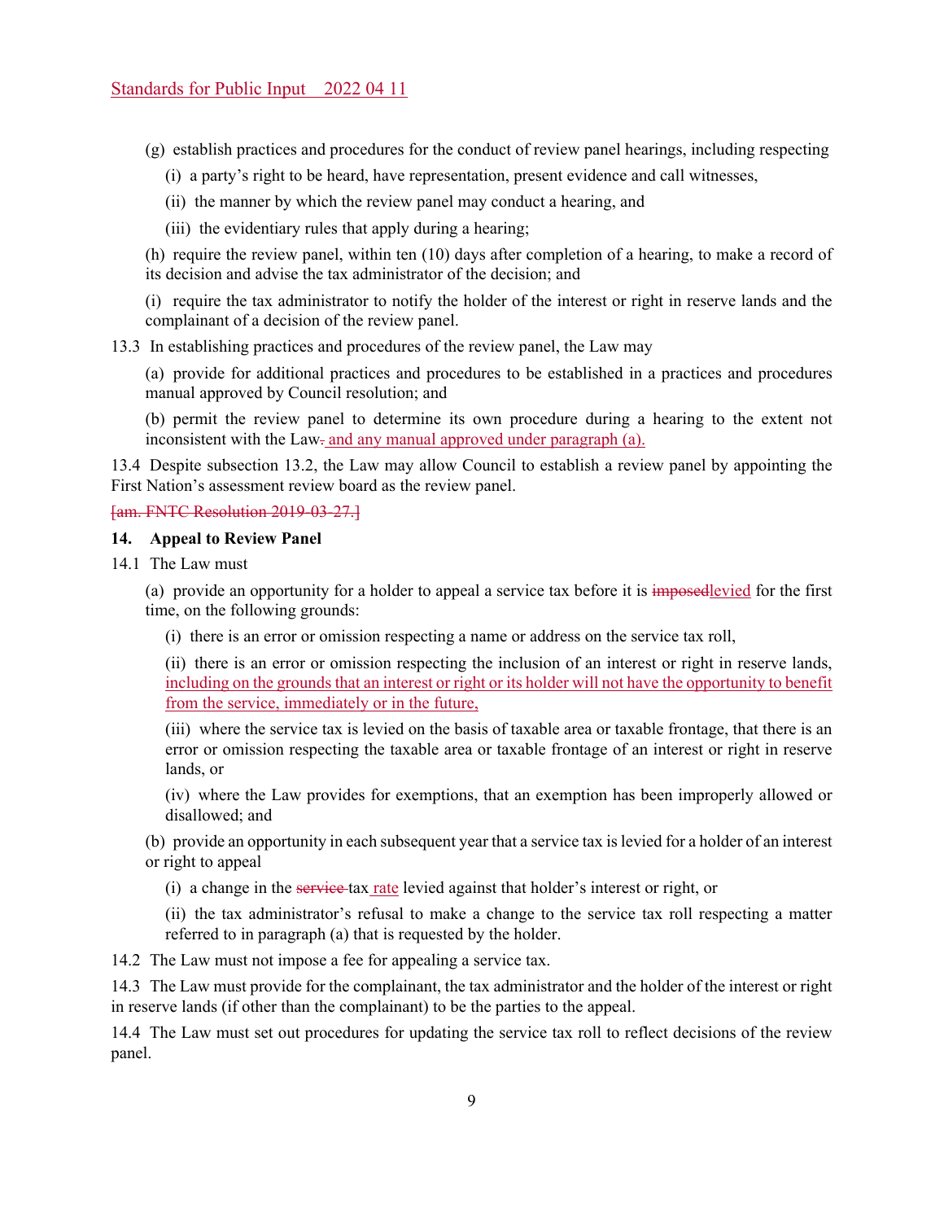(g) establish practices and procedures for the conduct of review panel hearings, including respecting

(i) a party's right to be heard, have representation, present evidence and call witnesses,

(ii) the manner by which the review panel may conduct a hearing, and

(iii) the evidentiary rules that apply during a hearing;

(h) require the review panel, within ten (10) days after completion of a hearing, to make a record of its decision and advise the tax administrator of the decision; and

(i) require the tax administrator to notify the holder of the interest or right in reserve lands and the complainant of a decision of the review panel.

13.3 In establishing practices and procedures of the review panel, the Law may

(a) provide for additional practices and procedures to be established in a practices and procedures manual approved by Council resolution; and

(b) permit the review panel to determine its own procedure during a hearing to the extent not inconsistent with the Law~~.~~ and any manual approved under paragraph (a).

13.4 Despite subsection 13.2, the Law may allow Council to establish a review panel by appointing the First Nation's assessment review board as the review panel.

~~[am. FNTC Resolution 2019-03-27.]~~

**14. Appeal to Review Panel**

14.1 The Law must

(a) provide an opportunity for a holder to appeal a service tax before it is ~~imposed~~levied for the first time, on the following grounds:

(i) there is an error or omission respecting a name or address on the service tax roll,

(ii) there is an error or omission respecting the inclusion of an interest or right in reserve lands, including on the grounds that an interest or right or its holder will not have the opportunity to benefit from the service, immediately or in the future,

(iii) where the service tax is levied on the basis of taxable area or taxable frontage, that there is an error or omission respecting the taxable area or taxable frontage of an interest or right in reserve lands, or

(iv) where the Law provides for exemptions, that an exemption has been improperly allowed or disallowed; and

(b) provide an opportunity in each subsequent year that a service tax is levied for a holder of an interest or right to appeal

(i) a change in the ~~service~~ tax rate levied against that holder's interest or right, or

(ii) the tax administrator's refusal to make a change to the service tax roll respecting a matter referred to in paragraph (a) that is requested by the holder.

14.2 The Law must not impose a fee for appealing a service tax.

14.3 The Law must provide for the complainant, the tax administrator and the holder of the interest or right in reserve lands (if other than the complainant) to be the parties to the appeal.

14.4 The Law must set out procedures for updating the service tax roll to reflect decisions of the review panel.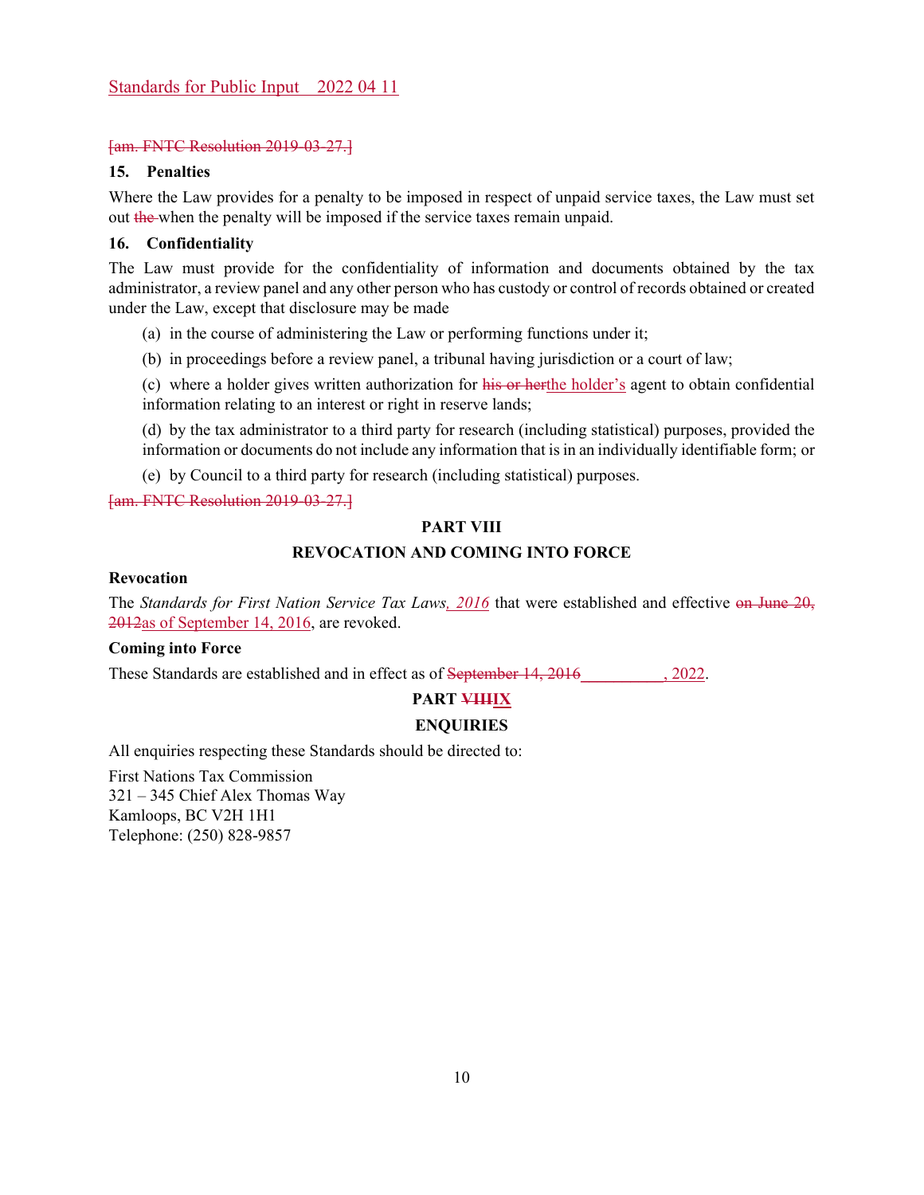[am. FNTC Resolution 2019-03-27.]

**15. Penalties**

Where the Law provides for a penalty to be imposed in respect of unpaid service taxes, the Law must set out the when the penalty will be imposed if the service taxes remain unpaid.

**16. Confidentiality**

The Law must provide for the confidentiality of information and documents obtained by the tax administrator, a review panel and any other person who has custody or control of records obtained or created under the Law, except that disclosure may be made

(a) in the course of administering the Law or performing functions under it;

(b) in proceedings before a review panel, a tribunal having jurisdiction or a court of law;

(c) where a holder gives written authorization for his or herthe holder's agent to obtain confidential information relating to an interest or right in reserve lands;

(d) by the tax administrator to a third party for research (including statistical) purposes, provided the information or documents do not include any information that is in an individually identifiable form; or

(e) by Council to a third party for research (including statistical) purposes.

[am. FNTC Resolution 2019-03-27.]

## PART VIII

## REVOCATION AND COMING INTO FORCE

**Revocation**

The *Standards for First Nation Service Tax Laws, 2016* that were established and effective on June 20, 2012as of September 14, 2016, are revoked.

**Coming into Force**

These Standards are established and in effect as of September 14, 2016__________, 2022.

## PART VIIIIX

## ENQUIRIES

All enquiries respecting these Standards should be directed to:

First Nations Tax Commission
321 – 345 Chief Alex Thomas Way
Kamloops, BC V2H 1H1
Telephone: (250) 828-9857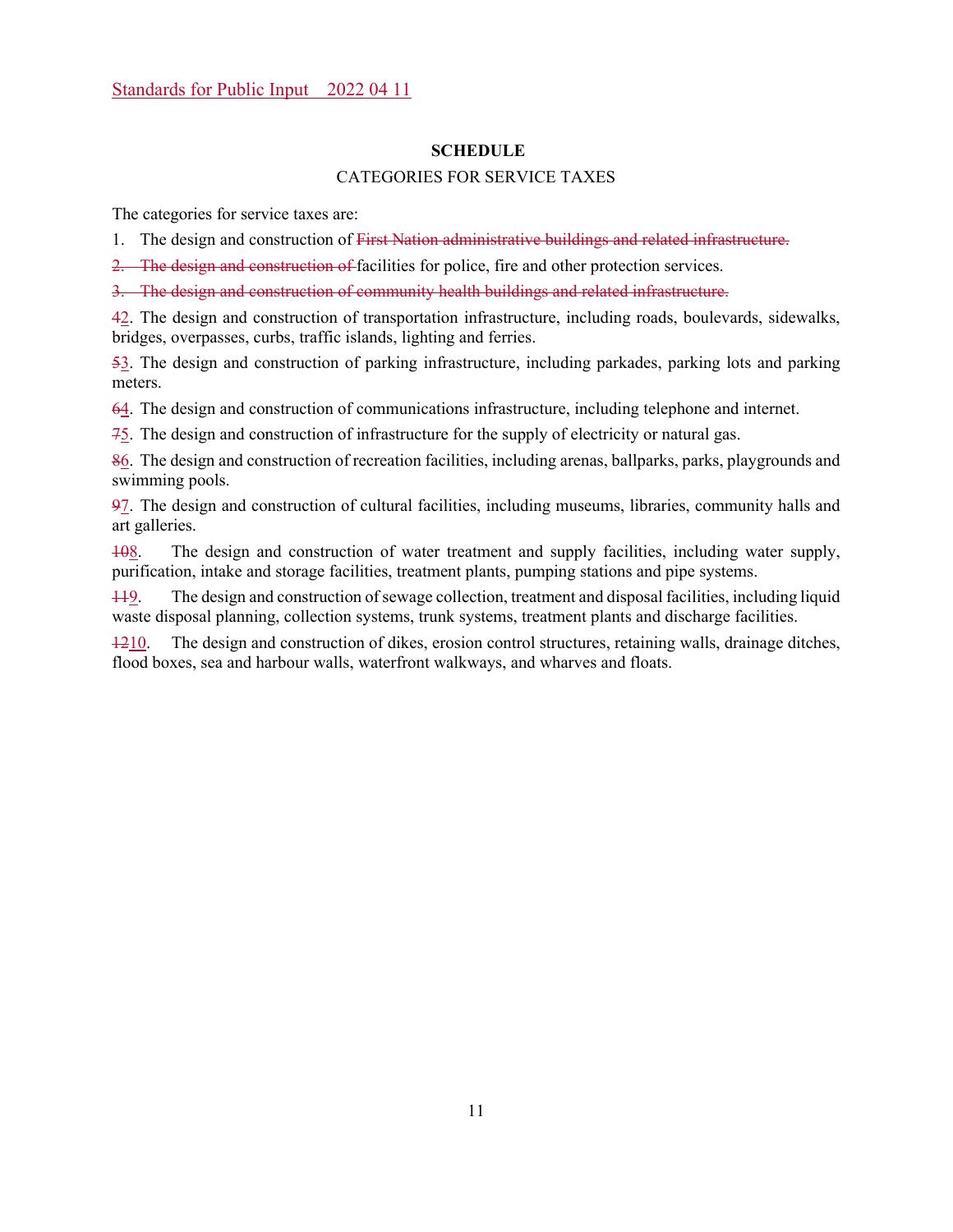Standards for Public Input 2022 04 11

**SCHEDULE**

CATEGORIES FOR SERVICE TAXES

The categories for service taxes are:

1. The design and construction of ~~First Nation administrative buildings and related infrastructure.~~

~~2. The design and construction of~~ facilities for police, fire and other protection services.

~~3. The design and construction of community health buildings and related infrastructure.~~

~~4~~2. The design and construction of transportation infrastructure, including roads, boulevards, sidewalks, bridges, overpasses, curbs, traffic islands, lighting and ferries.

~~5~~3. The design and construction of parking infrastructure, including parkades, parking lots and parking meters.

~~6~~4. The design and construction of communications infrastructure, including telephone and internet.

~~7~~5. The design and construction of infrastructure for the supply of electricity or natural gas.

~~8~~6. The design and construction of recreation facilities, including arenas, ballparks, parks, playgrounds and swimming pools.

~~9~~7. The design and construction of cultural facilities, including museums, libraries, community halls and art galleries.

~~10~~8. The design and construction of water treatment and supply facilities, including water supply, purification, intake and storage facilities, treatment plants, pumping stations and pipe systems.

~~11~~9. The design and construction of sewage collection, treatment and disposal facilities, including liquid waste disposal planning, collection systems, trunk systems, treatment plants and discharge facilities.

~~12~~10. The design and construction of dikes, erosion control structures, retaining walls, drainage ditches, flood boxes, sea and harbour walls, waterfront walkways, and wharves and floats.